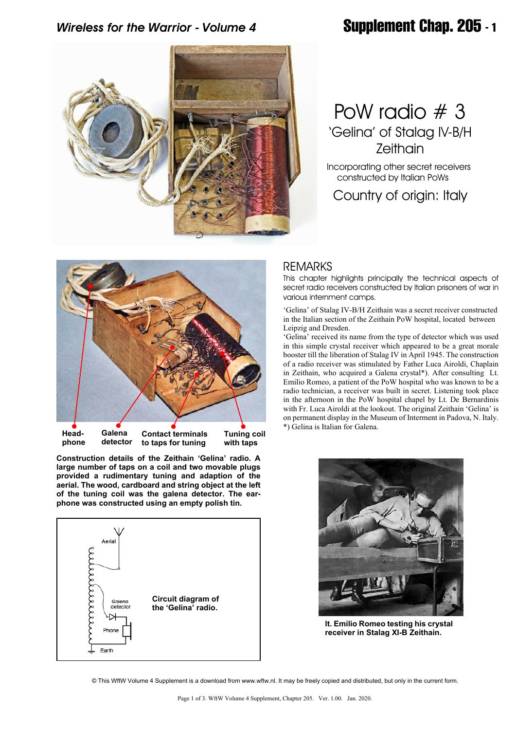# PoW radio # 3

## 'Gelina' of Stalag IV-B/H Zeithain

Incorporating other secret receivers constructed by Italian PoWs

Country of origin: Italy

Head-phone | Galena detector | Contact terminals to taps for tuning | Tuning coil with taps

**Construction details of the Zeithain 'Gelina' radio. A large number of taps on a coil and two movable plugs provided a rudimentary tuning and adaption of the aerial. The wood, cardboard and string object at the left of the tuning coil was the galena detector. The ear-phone was constructed using an empty polish tin.**

**Circuit diagram of the 'Gelina' radio.**

## REMARKS

This chapter highlights principally the technical aspects of secret radio receivers constructed by Italian prisoners of war in various internment camps.

'Gelina' of Stalag IV-B/H Zeithain was a secret receiver constructed in the Italian section of the Zeithain PoW hospital, located between Leipzig and Dresden.

'Gelina' received its name from the type of detector which was used in this simple crystal receiver which appeared to be a great morale booster till the liberation of Stalag IV in April 1945. The construction of a radio receiver was stimulated by Father Luca Airoldi, Chaplain in Zeithain, who acquired a Galena crystal*). After consulting Lt. Emilio Romeo, a patient of the PoW hospital who was known to be a radio technician, a receiver was built in secret. Listening took place in the afternoon in the PoW hospital chapel by Lt. De Bernardinis with Fr. Luca Airoldi at the lookout. The original Zeithain 'Gelina' is on permanent display in the Museum of Interment in Padova, N. Italy.

*) Gelina is Italian for Galena.

**lt. Emilio Romeo testing his crystal receiver in Stalag XI-B Zeithain.**

© This WftW Volume 4 Supplement is a download from www.wftw.nl. It may be freely copied and distributed, but only in the current form.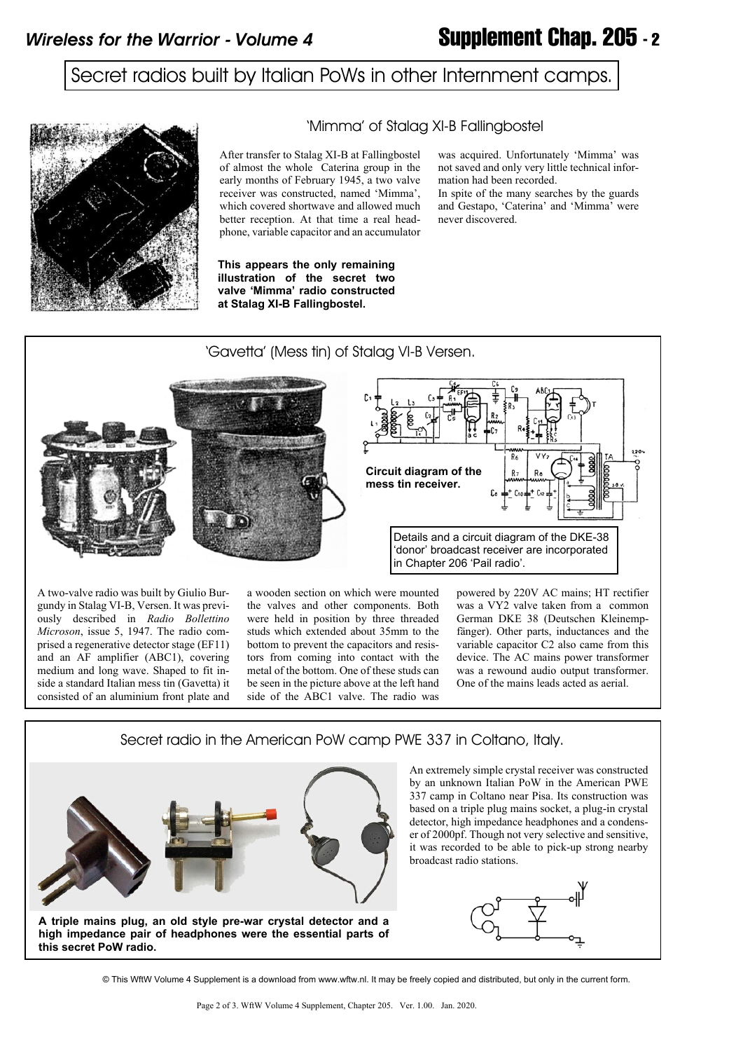# Secret radios built by Italian PoWs in other Internment camps.

## 'Mimma' of Stalag XI-B Fallingbostel

After transfer to Stalag XI-B at Fallingbostel of almost the whole Caterina group in the early months of February 1945, a two valve receiver was constructed, named 'Mimma', which covered shortwave and allowed much better reception. At that time a real headphone, variable capacitor and an accumulator was acquired. Unfortunately 'Mimma' was not saved and only very little technical information had been recorded.

In spite of the many searches by the guards and Gestapo, 'Caterina' and 'Mimma' were never discovered.

**This appears the only remaining illustration of the secret two valve 'Mimma' radio constructed at Stalag XI-B Fallingbostel.**

## 'Gavetta' (Mess tin) of Stalag VI-B Versen.

**Circuit diagram of the mess tin receiver.**

Details and a circuit diagram of the DKE-38 'donor' broadcast receiver are incorporated in Chapter 206 'Pail radio'.

A two-valve radio was built by Giulio Burgundy in Stalag VI-B, Versen. It was previously described in *Radio Bollettino Microson*, issue 5, 1947. The radio comprised a regenerative detector stage (EF11) and an AF amplifier (ABC1), covering medium and long wave. Shaped to fit inside a standard Italian mess tin (Gavetta) it consisted of an aluminium front plate and a wooden section on which were mounted the valves and other components. Both were held in position by three threaded studs which extended about 35mm to the bottom to prevent the capacitors and resistors from coming into contact with the metal of the bottom. One of these studs can be seen in the picture above at the left hand side of the ABC1 valve. The radio was powered by 220V AC mains; HT rectifier was a VY2 valve taken from a common German DKE 38 (Deutschen Kleinempfänger). Other parts, inductances and the variable capacitor C2 also came from this device. The AC mains power transformer was a rewound audio output transformer. One of the mains leads acted as aerial.

## Secret radio in the American PoW camp PWE 337 in Coltano, Italy.

An extremely simple crystal receiver was constructed by an unknown Italian PoW in the American PWE 337 camp in Coltano near Pisa. Its construction was based on a triple plug mains socket, a plug-in crystal detector, high impedance headphones and a condenser of 2000pf. Though not very selective and sensitive, it was recorded to be able to pick-up strong nearby broadcast radio stations.

**A triple mains plug, an old style pre-war crystal detector and a high impedance pair of headphones were the essential parts of this secret PoW radio.**

© This WftW Volume 4 Supplement is a download from www.wftw.nl. It may be freely copied and distributed, but only in the current form.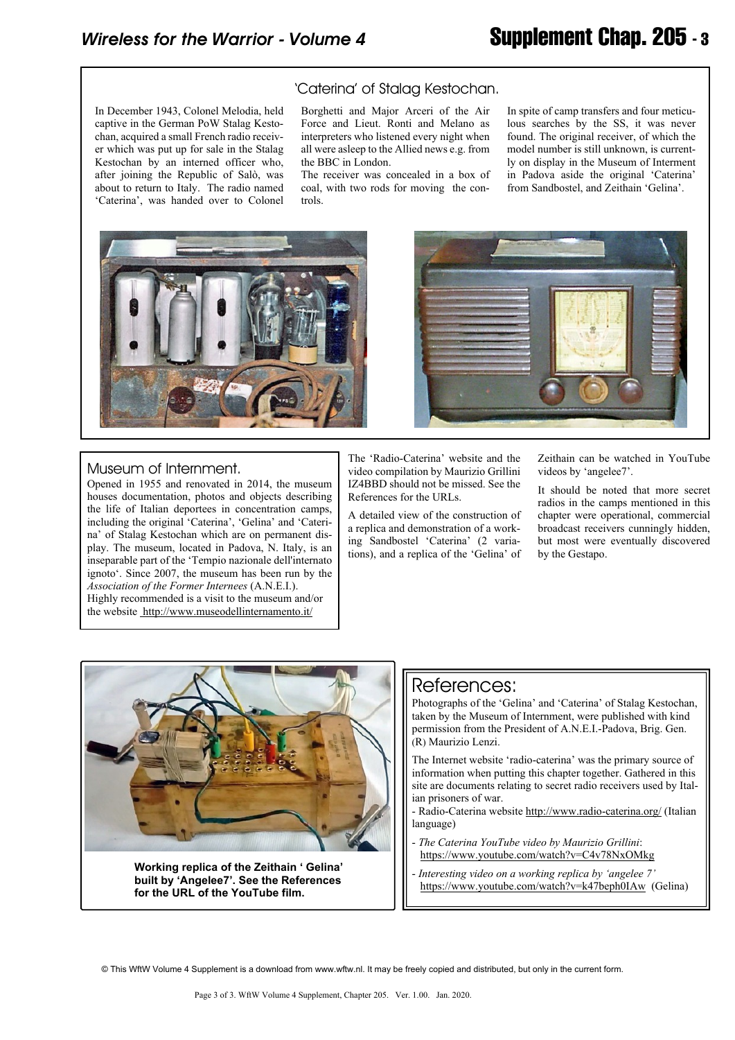## 'Caterina' of Stalag Kestochan.

In December 1943, Colonel Melodia, held captive in the German PoW Stalag Kestochan, acquired a small French radio receiver which was put up for sale in the Stalag Kestochan by an interned officer who, after joining the Republic of Salò, was about to return to Italy. The radio named 'Caterina', was handed over to Colonel Borghetti and Major Arceri of the Air Force and Lieut. Ronti and Melano as interpreters who listened every night when all were asleep to the Allied news e.g. from the BBC in London.

The receiver was concealed in a box of coal, with two rods for moving the controls.

In spite of camp transfers and four meticulous searches by the SS, it was never found. The original receiver, of which the model number is still unknown, is currently on display in the Museum of Interment in Padova aside the original 'Caterina' from Sandbostel, and Zeithain 'Gelina'.

## Museum of Internment.

Opened in 1955 and renovated in 2014, the museum houses documentation, photos and objects describing the life of Italian deportees in concentration camps, including the original 'Caterina', 'Gelina' and 'Caterina' of Stalag Kestochan which are on permanent display. The museum, located in Padova, N. Italy, is an inseparable part of the 'Tempio nazionale dell'internato ignoto'. Since 2007, the museum has been run by the *Association of the Former Internees* (A.N.E.I.).
Highly recommended is a visit to the museum and/or the website http://www.museodellinternamento.it/

The 'Radio-Caterina' website and the video compilation by Maurizio Grillini IZ4BBD should not be missed. See the References for the URLs.

A detailed view of the construction of a replica and demonstration of a working Sandbostel 'Caterina' (2 variations), and a replica of the 'Gelina' of Zeithain can be watched in YouTube videos by 'angelee7'.

It should be noted that more secret radios in the camps mentioned in this chapter were operational, commercial broadcast receivers cunningly hidden, but most were eventually discovered by the Gestapo.

**Working replica of the Zeithain ' Gelina' built by 'Angelee7'. See the References for the URL of the YouTube film.**

## References:

Photographs of the 'Gelina' and 'Caterina' of Stalag Kestochan, taken by the Museum of Internment, were published with kind permission from the President of A.N.E.I.-Padova, Brig. Gen. (R) Maurizio Lenzi.

The Internet website 'radio-caterina' was the primary source of information when putting this chapter together. Gathered in this site are documents relating to secret radio receivers used by Italian prisoners of war.

- Radio-Caterina website http://www.radio-caterina.org/ (Italian language)
- *The Caterina YouTube video by Maurizio Grillini*: https://www.youtube.com/watch?v=C4v78NxOMkg
- *Interesting video on a working replica by 'angelee 7'* https://www.youtube.com/watch?v=k47beph0IAw (Gelina)

© This WftW Volume 4 Supplement is a download from www.wftw.nl. It may be freely copied and distributed, but only in the current form.